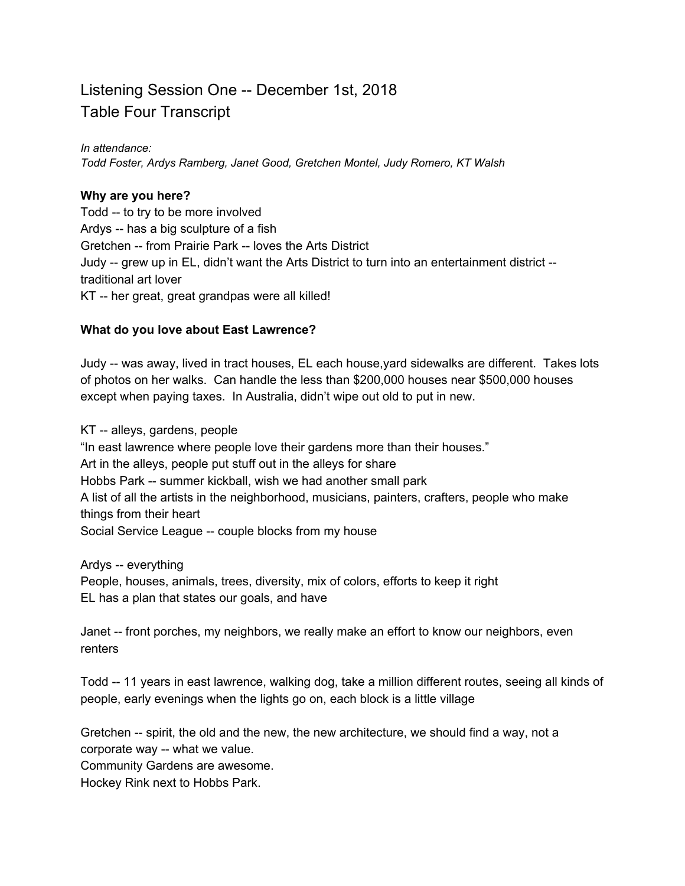# Listening Session One -- December 1st, 2018
# Table Four Transcript

*In attendance:*
*Todd Foster, Ardys Ramberg, Janet Good, Gretchen Montel, Judy Romero, KT Walsh*

**Why are you here?**

Todd -- to try to be more involved
Ardys -- has a big sculpture of a fish
Gretchen -- from Prairie Park -- loves the Arts District
Judy -- grew up in EL, didn't want the Arts District to turn into an entertainment district -- traditional art lover
KT -- her great, great grandpas were all killed!

**What do you love about East Lawrence?**

Judy -- was away, lived in tract houses, EL each house,yard sidewalks are different. Takes lots of photos on her walks. Can handle the less than $200,000 houses near $500,000 houses except when paying taxes. In Australia, didn't wipe out old to put in new.

KT -- alleys, gardens, people
"In east lawrence where people love their gardens more than their houses."
Art in the alleys, people put stuff out in the alleys for share
Hobbs Park -- summer kickball, wish we had another small park
A list of all the artists in the neighborhood, musicians, painters, crafters, people who make things from their heart
Social Service League -- couple blocks from my house

Ardys -- everything
People, houses, animals, trees, diversity, mix of colors, efforts to keep it right
EL has a plan that states our goals, and have

Janet -- front porches, my neighbors, we really make an effort to know our neighbors, even renters

Todd -- 11 years in east lawrence, walking dog, take a million different routes, seeing all kinds of people, early evenings when the lights go on, each block is a little village

Gretchen -- spirit, the old and the new, the new architecture, we should find a way, not a corporate way -- what we value.
Community Gardens are awesome.
Hockey Rink next to Hobbs Park.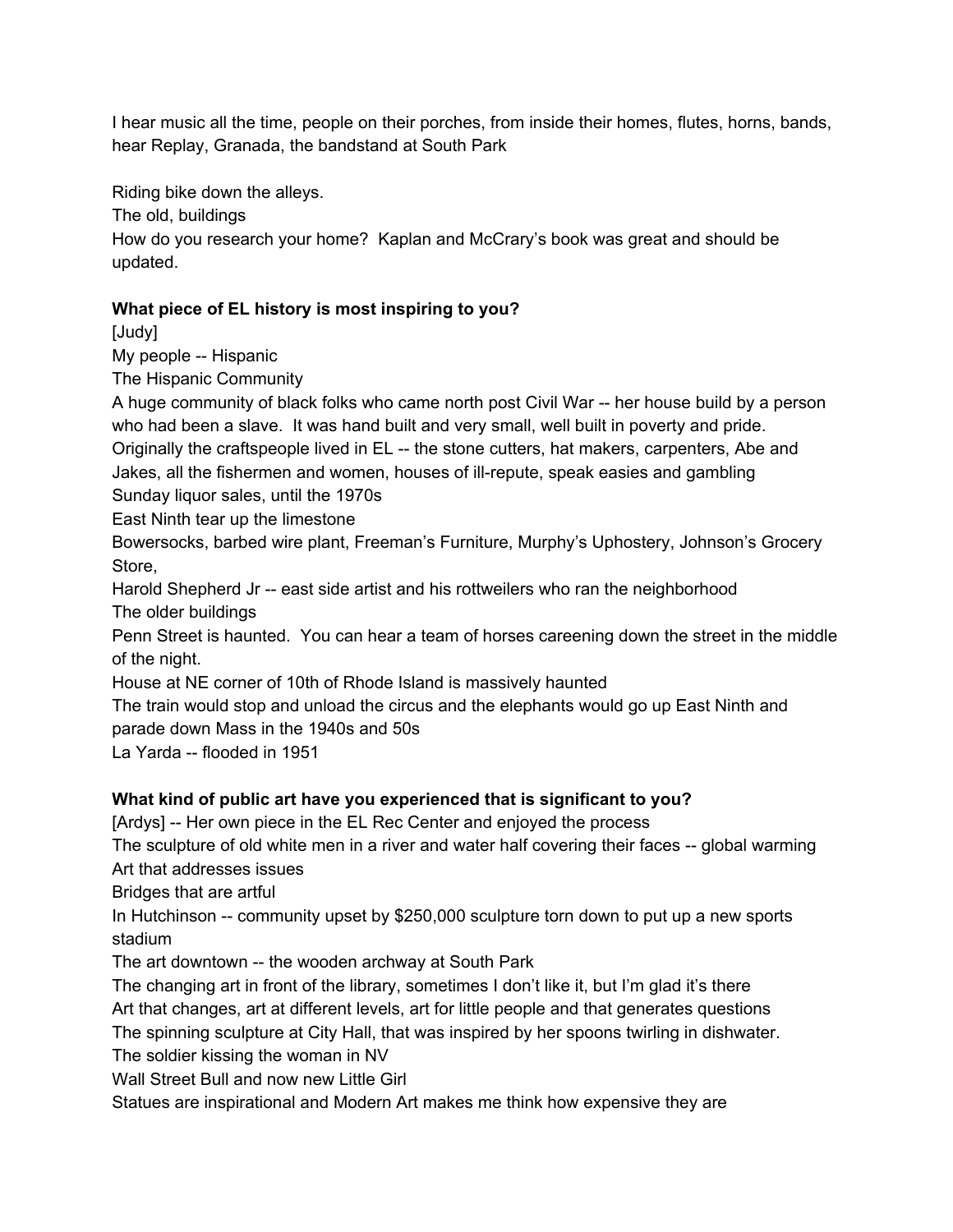I hear music all the time, people on their porches, from inside their homes, flutes, horns, bands, hear Replay, Granada, the bandstand at South Park

Riding bike down the alleys.
The old, buildings
How do you research your home? Kaplan and McCrary's book was great and should be updated.

**What piece of EL history is most inspiring to you?**
[Judy]
My people -- Hispanic
The Hispanic Community
A huge community of black folks who came north post Civil War -- her house build by a person who had been a slave. It was hand built and very small, well built in poverty and pride.
Originally the craftspeople lived in EL -- the stone cutters, hat makers, carpenters, Abe and Jakes, all the fishermen and women, houses of ill-repute, speak easies and gambling
Sunday liquor sales, until the 1970s
East Ninth tear up the limestone
Bowersocks, barbed wire plant, Freeman's Furniture, Murphy's Uphostery, Johnson's Grocery Store,
Harold Shepherd Jr -- east side artist and his rottweilers who ran the neighborhood
The older buildings
Penn Street is haunted. You can hear a team of horses careening down the street in the middle of the night.
House at NE corner of 10th of Rhode Island is massively haunted
The train would stop and unload the circus and the elephants would go up East Ninth and parade down Mass in the 1940s and 50s
La Yarda -- flooded in 1951

**What kind of public art have you experienced that is significant to you?**
[Ardys] -- Her own piece in the EL Rec Center and enjoyed the process
The sculpture of old white men in a river and water half covering their faces -- global warming
Art that addresses issues
Bridges that are artful
In Hutchinson -- community upset by $250,000 sculpture torn down to put up a new sports stadium
The art downtown -- the wooden archway at South Park
The changing art in front of the library, sometimes I don't like it, but I'm glad it's there
Art that changes, art at different levels, art for little people and that generates questions
The spinning sculpture at City Hall, that was inspired by her spoons twirling in dishwater.
The soldier kissing the woman in NV
Wall Street Bull and now new Little Girl
Statues are inspirational and Modern Art makes me think how expensive they are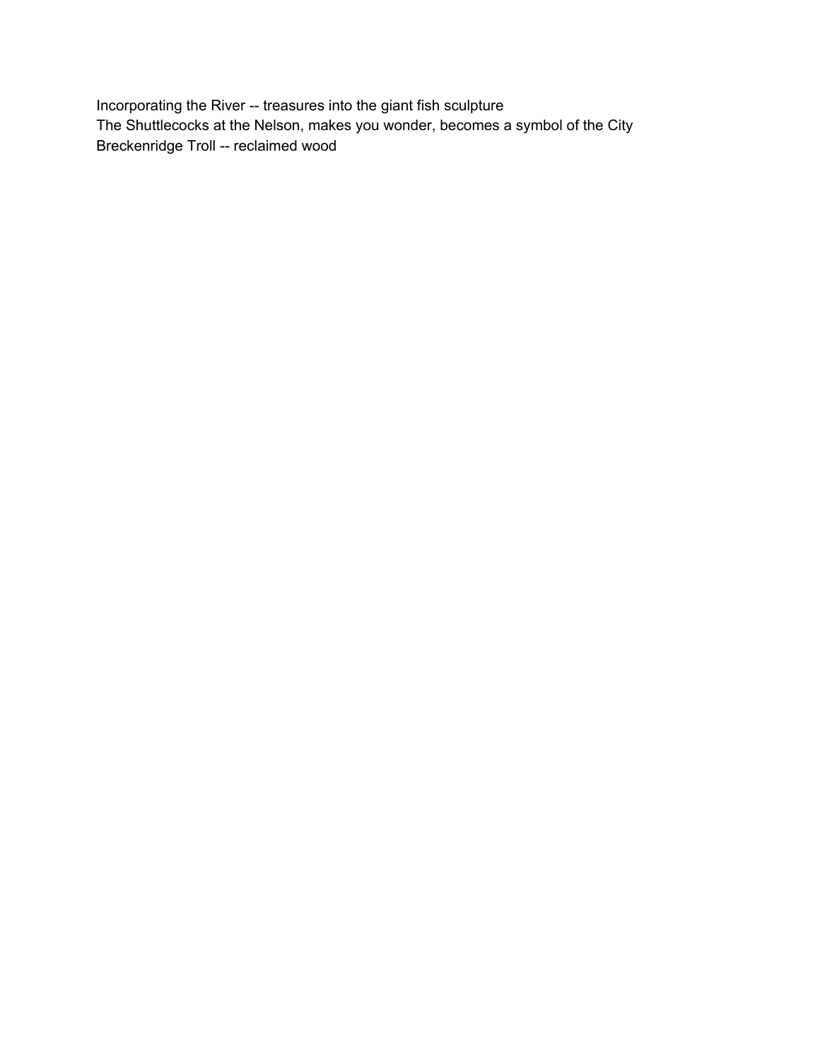Incorporating the River -- treasures into the giant fish sculpture
The Shuttlecocks at the Nelson, makes you wonder, becomes a symbol of the City
Breckenridge Troll -- reclaimed wood